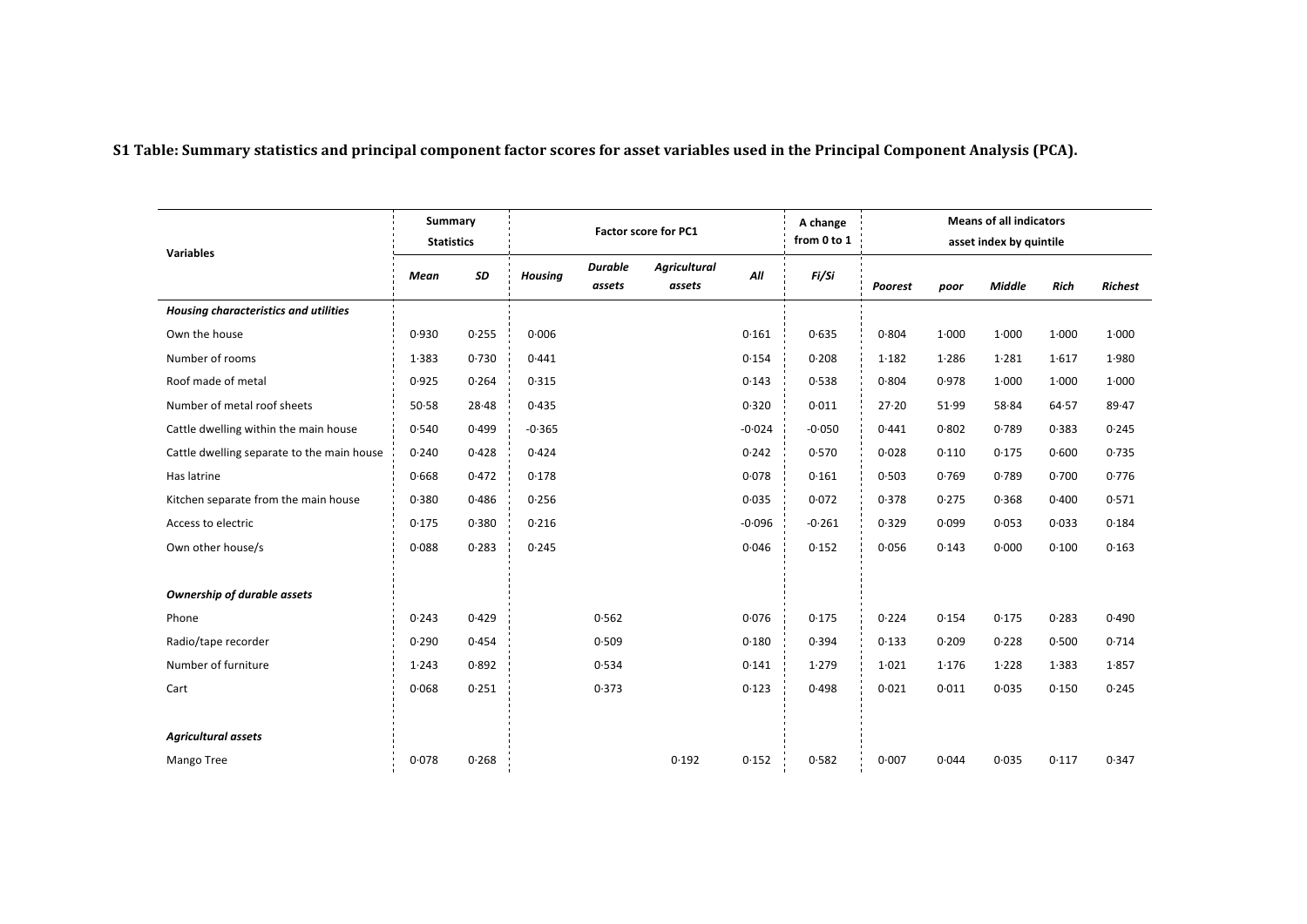**S1 Table: Summary statistics and principal component factor scores for asset variables used in the Principal Component Analysis (PCA).**

| Variables | Summary Statistics | | Factor score for PC1 | | | | A change from 0 to 1 | Means of all indicators asset index by quintile | | | | |
|---|---|---|---|---|---|---|---|---|---|---|---|---|
| | *Mean* | *SD* | *Housing* | *Durable assets* | *Agricultural assets* | *All* | *Fi/Si* | *Poorest* | *poor* | *Middle* | *Rich* | *Richest* |
| ***Housing characteristics and utilities*** | | | | | | | | | | | | |
| Own the house | 0·930 | 0·255 | 0·006 | | | 0·161 | 0·635 | 0·804 | 1·000 | 1·000 | 1·000 | 1·000 |
| Number of rooms | 1·383 | 0·730 | 0·441 | | | 0·154 | 0·208 | 1·182 | 1·286 | 1·281 | 1·617 | 1·980 |
| Roof made of metal | 0·925 | 0·264 | 0·315 | | | 0·143 | 0·538 | 0·804 | 0·978 | 1·000 | 1·000 | 1·000 |
| Number of metal roof sheets | 50·58 | 28·48 | 0·435 | | | 0·320 | 0·011 | 27·20 | 51·99 | 58·84 | 64·57 | 89·47 |
| Cattle dwelling within the main house | 0·540 | 0·499 | -0·365 | | | -0·024 | -0·050 | 0·441 | 0·802 | 0·789 | 0·383 | 0·245 |
| Cattle dwelling separate to the main house | 0·240 | 0·428 | 0·424 | | | 0·242 | 0·570 | 0·028 | 0·110 | 0·175 | 0·600 | 0·735 |
| Has latrine | 0·668 | 0·472 | 0·178 | | | 0·078 | 0·161 | 0·503 | 0·769 | 0·789 | 0·700 | 0·776 |
| Kitchen separate from the main house | 0·380 | 0·486 | 0·256 | | | 0·035 | 0·072 | 0·378 | 0·275 | 0·368 | 0·400 | 0·571 |
| Access to electric | 0·175 | 0·380 | 0·216 | | | -0·096 | -0·261 | 0·329 | 0·099 | 0·053 | 0·033 | 0·184 |
| Own other house/s | 0·088 | 0·283 | 0·245 | | | 0·046 | 0·152 | 0·056 | 0·143 | 0·000 | 0·100 | 0·163 |
| ***Ownership of durable assets*** | | | | | | | | | | | | |
| Phone | 0·243 | 0·429 | | 0·562 | | 0·076 | 0·175 | 0·224 | 0·154 | 0·175 | 0·283 | 0·490 |
| Radio/tape recorder | 0·290 | 0·454 | | 0·509 | | 0·180 | 0·394 | 0·133 | 0·209 | 0·228 | 0·500 | 0·714 |
| Number of furniture | 1·243 | 0·892 | | 0·534 | | 0·141 | 1·279 | 1·021 | 1·176 | 1·228 | 1·383 | 1·857 |
| Cart | 0·068 | 0·251 | | 0·373 | | 0·123 | 0·498 | 0·021 | 0·011 | 0·035 | 0·150 | 0·245 |
| ***Agricultural assets*** | | | | | | | | | | | | |
| Mango Tree | 0·078 | 0·268 | | | 0·192 | 0·152 | 0·582 | 0·007 | 0·044 | 0·035 | 0·117 | 0·347 |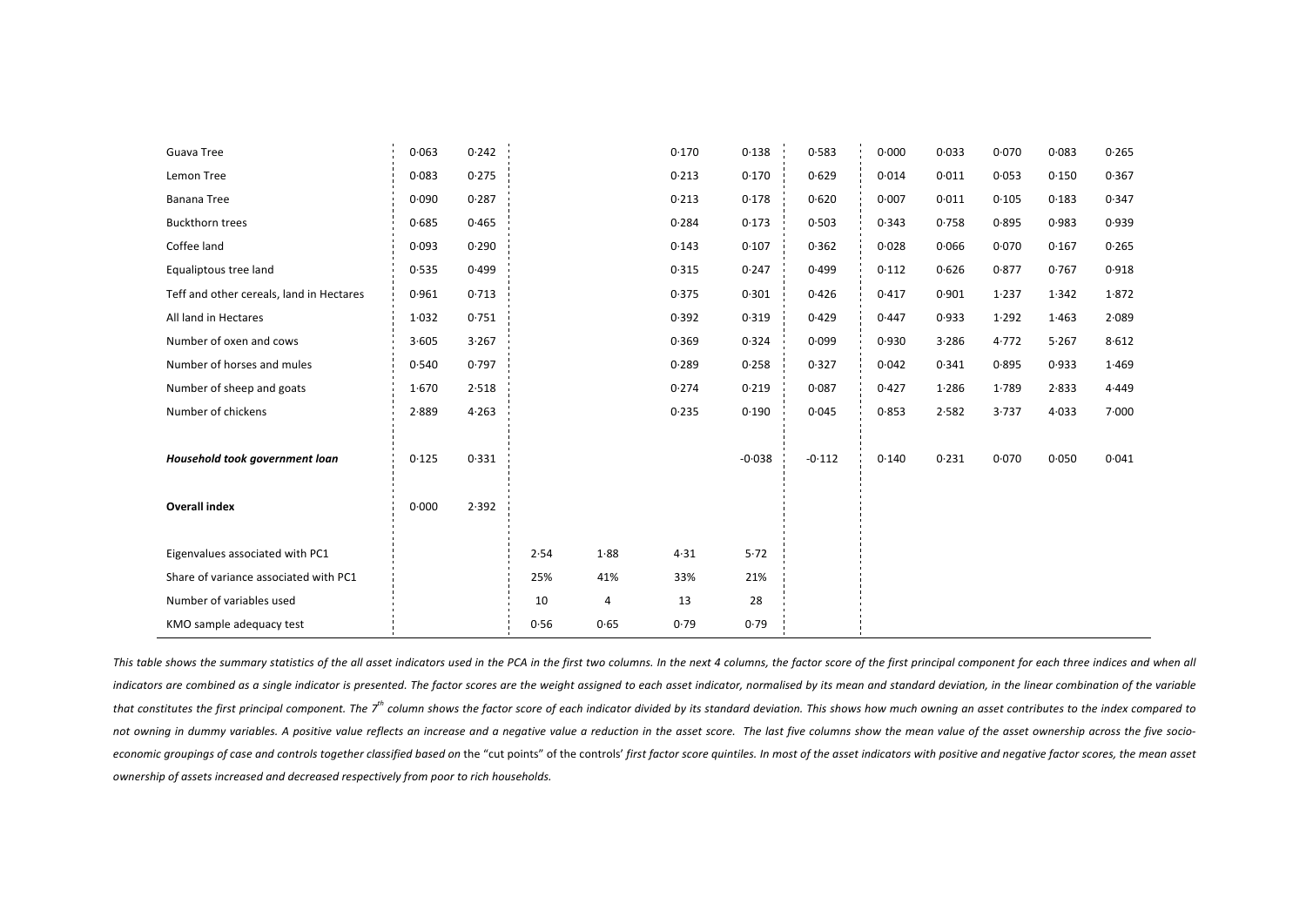| | | | | | | | | | | | | |
|---|---|---|---|---|---|---|---|---|---|---|---|---|
| Guava Tree | 0·063 | 0·242 | | | 0·170 | 0·138 | 0·583 | 0·000 | 0·033 | 0·070 | 0·083 | 0·265 |
| Lemon Tree | 0·083 | 0·275 | | | 0·213 | 0·170 | 0·629 | 0·014 | 0·011 | 0·053 | 0·150 | 0·367 |
| Banana Tree | 0·090 | 0·287 | | | 0·213 | 0·178 | 0·620 | 0·007 | 0·011 | 0·105 | 0·183 | 0·347 |
| Buckthorn trees | 0·685 | 0·465 | | | 0·284 | 0·173 | 0·503 | 0·343 | 0·758 | 0·895 | 0·983 | 0·939 |
| Coffee land | 0·093 | 0·290 | | | 0·143 | 0·107 | 0·362 | 0·028 | 0·066 | 0·070 | 0·167 | 0·265 |
| Equaliptous tree land | 0·535 | 0·499 | | | 0·315 | 0·247 | 0·499 | 0·112 | 0·626 | 0·877 | 0·767 | 0·918 |
| Teff and other cereals, land in Hectares | 0·961 | 0·713 | | | 0·375 | 0·301 | 0·426 | 0·417 | 0·901 | 1·237 | 1·342 | 1·872 |
| All land in Hectares | 1·032 | 0·751 | | | 0·392 | 0·319 | 0·429 | 0·447 | 0·933 | 1·292 | 1·463 | 2·089 |
| Number of oxen and cows | 3·605 | 3·267 | | | 0·369 | 0·324 | 0·099 | 0·930 | 3·286 | 4·772 | 5·267 | 8·612 |
| Number of horses and mules | 0·540 | 0·797 | | | 0·289 | 0·258 | 0·327 | 0·042 | 0·341 | 0·895 | 0·933 | 1·469 |
| Number of sheep and goats | 1·670 | 2·518 | | | 0·274 | 0·219 | 0·087 | 0·427 | 1·286 | 1·789 | 2·833 | 4·449 |
| Number of chickens | 2·889 | 4·263 | | | 0·235 | 0·190 | 0·045 | 0·853 | 2·582 | 3·737 | 4·033 | 7·000 |
| ***Household took government loan*** | 0·125 | 0·331 | | | | -0·038 | -0·112 | 0·140 | 0·231 | 0·070 | 0·050 | 0·041 |
| **Overall index** | 0·000 | 2·392 | | | | | | | | | | |
| Eigenvalues associated with PC1 | | | 2·54 | 1·88 | 4·31 | 5·72 | | | | | | |
| Share of variance associated with PC1 | | | 25% | 41% | 33% | 21% | | | | | | |
| Number of variables used | | | 10 | 4 | 13 | 28 | | | | | | |
| KMO sample adequacy test | | | 0·56 | 0·65 | 0·79 | 0·79 | | | | | | |

*This table shows the summary statistics of the all asset indicators used in the PCA in the first two columns. In the next 4 columns, the factor score of the first principal component for each three indices and when all indicators are combined as a single indicator is presented. The factor scores are the weight assigned to each asset indicator, normalised by its mean and standard deviation, in the linear combination of the variable that constitutes the first principal component. The 7th column shows the factor score of each indicator divided by its standard deviation. This shows how much owning an asset contributes to the index compared to not owning in dummy variables. A positive value reflects an increase and a negative value a reduction in the asset score. The last five columns show the mean value of the asset ownership across the five socio-economic groupings of case and controls together classified based on* the "cut points" of the controls' *first factor score quintiles. In most of the asset indicators with positive and negative factor scores, the mean asset ownership of assets increased and decreased respectively from poor to rich households.*